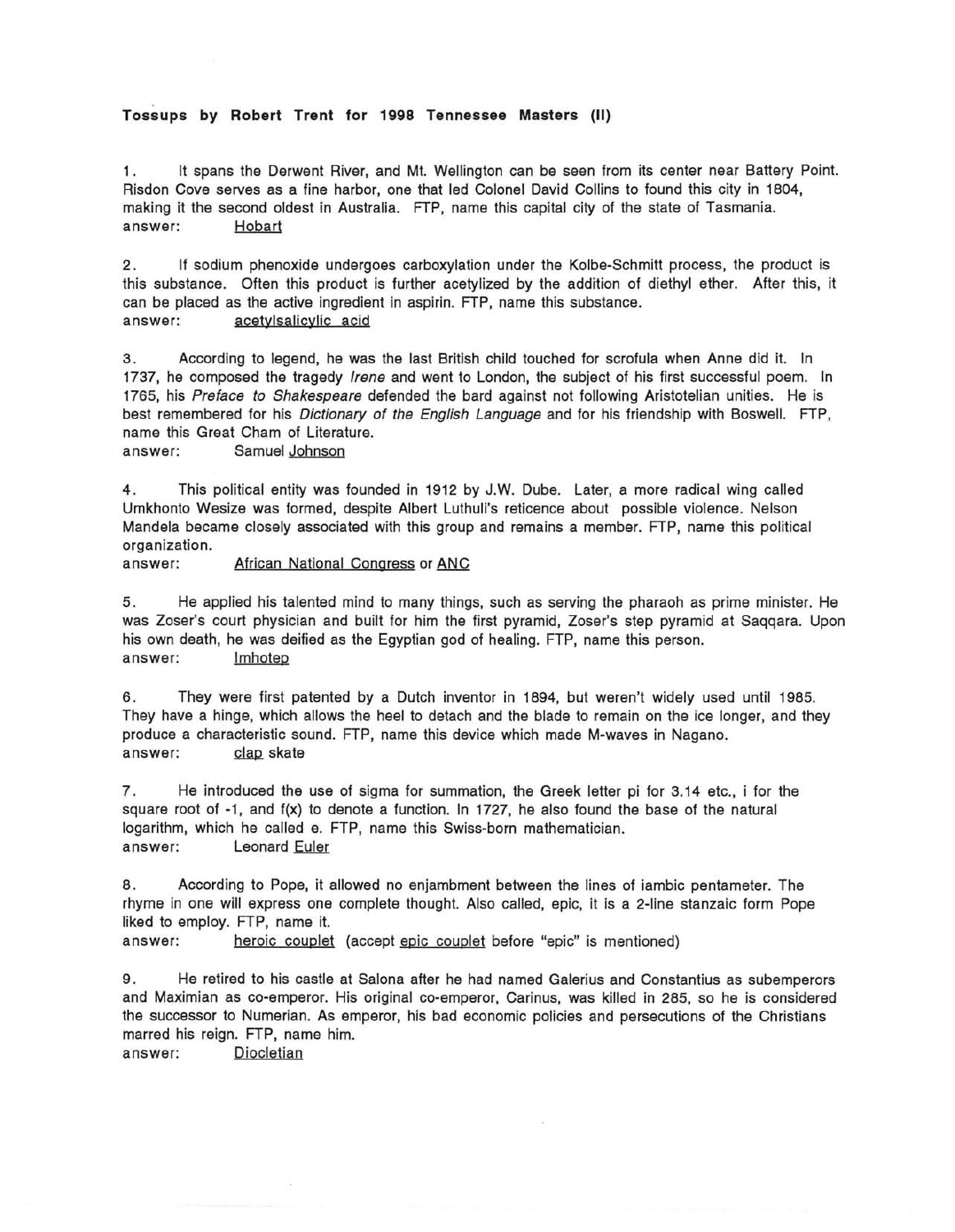**Tossups by Robert Trent for 1998 Tennessee Masters (II)**

1. It spans the Derwent River, and Mt. Wellington can be seen from its center near Battery Point. Risdon Cove serves as a fine harbor, one that led Colonel David Collins to found this city in 1804, making it the second oldest in Australia. FTP, name this capital city of the state of Tasmania.
answer: Hobart

2. If sodium phenoxide undergoes carboxylation under the Kolbe-Schmitt process, the product is this substance. Often this product is further acetylized by the addition of diethyl ether. After this, it can be placed as the active ingredient in aspirin. FTP, name this substance.
answer: acetylsalicylic acid

3. According to legend, he was the last British child touched for scrofula when Anne did it. In 1737, he composed the tragedy *Irene* and went to London, the subject of his first successful poem. In 1765, his *Preface to Shakespeare* defended the bard against not following Aristotelian unities. He is best remembered for his *Dictionary of the English Language* and for his friendship with Boswell. FTP, name this Great Cham of Literature.
answer: Samuel Johnson

4. This political entity was founded in 1912 by J.W. Dube. Later, a more radical wing called Umkhonto Wesize was formed, despite Albert Luthuli's reticence about possible violence. Nelson Mandela became closely associated with this group and remains a member. FTP, name this political organization.
answer: African National Congress or ANC

5. He applied his talented mind to many things, such as serving the pharaoh as prime minister. He was Zoser's court physician and built for him the first pyramid, Zoser's step pyramid at Saqqara. Upon his own death, he was deified as the Egyptian god of healing. FTP, name this person.
answer: Imhotep

6. They were first patented by a Dutch inventor in 1894, but weren't widely used until 1985. They have a hinge, which allows the heel to detach and the blade to remain on the ice longer, and they produce a characteristic sound. FTP, name this device which made M-waves in Nagano.
answer: clap skate

7. He introduced the use of sigma for summation, the Greek letter pi for 3.14 etc., i for the square root of -1, and f(x) to denote a function. In 1727, he also found the base of the natural logarithm, which he called e. FTP, name this Swiss-born mathematician.
answer: Leonard Euler

8. According to Pope, it allowed no enjambment between the lines of iambic pentameter. The rhyme in one will express one complete thought. Also called, epic, it is a 2-line stanzaic form Pope liked to employ. FTP, name it.
answer: heroic couplet (accept epic couplet before "epic" is mentioned)

9. He retired to his castle at Salona after he had named Galerius and Constantius as subemperors and Maximian as co-emperor. His original co-emperor, Carinus, was killed in 285, so he is considered the successor to Numerian. As emperor, his bad economic policies and persecutions of the Christians marred his reign. FTP, name him.
answer: Diocletian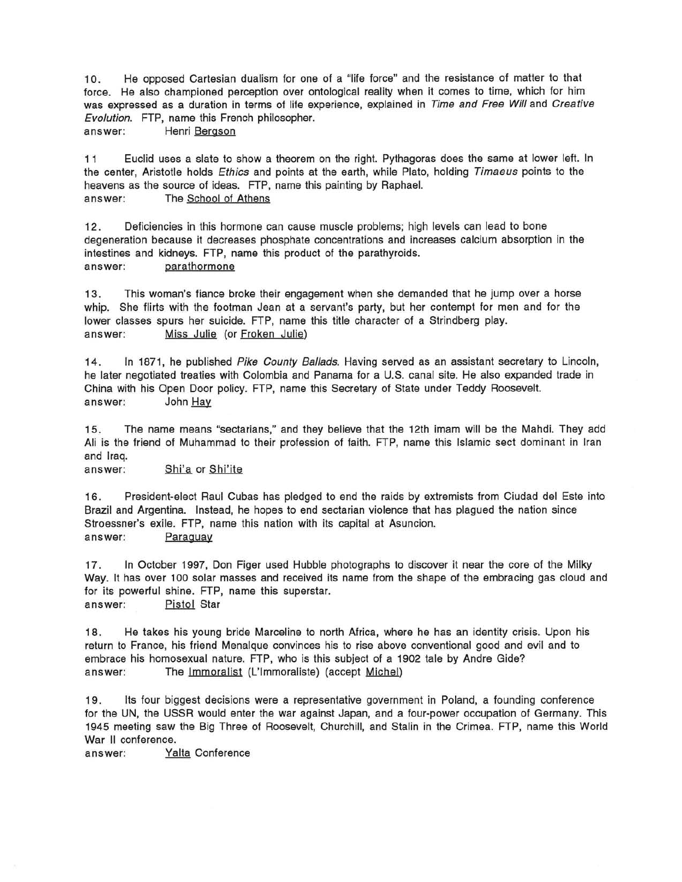10. He opposed Cartesian dualism for one of a "life force" and the resistance of matter to that force. He also championed perception over ontological reality when it comes to time, which for him was expressed as a duration in terms of life experience, explained in *Time and Free Will* and *Creative Evolution*. FTP, name this French philosopher.
answer: Henri <u>Bergson</u>

11 Euclid uses a slate to show a theorem on the right. Pythagoras does the same at lower left. In the center, Aristotle holds *Ethics* and points at the earth, while Plato, holding *Timaeus* points to the heavens as the source of ideas. FTP, name this painting by Raphael.
answer: The <u>School of Athens</u>

12. Deficiencies in this hormone can cause muscle problems; high levels can lead to bone degeneration because it decreases phosphate concentrations and increases calcium absorption in the intestines and kidneys. FTP, name this product of the parathyroids.
answer: <u>parathormone</u>

13. This woman's fiance broke their engagement when she demanded that he jump over a horse whip. She flirts with the footman Jean at a servant's party, but her contempt for men and for the lower classes spurs her suicide. FTP, name this title character of a Strindberg play.
answer: <u>Miss Julie</u> (or <u>Froken Julie</u>)

14. In 1871, he published *Pike County Ballads.* Having served as an assistant secretary to Lincoln, he later negotiated treaties with Colombia and Panama for a U.S. canal site. He also expanded trade in China with his Open Door policy. FTP, name this Secretary of State under Teddy Roosevelt.
answer: John <u>Hay</u>

15. The name means "sectarians," and they believe that the 12th imam will be the Mahdi. They add Ali is the friend of Muhammad to their profession of faith. FTP, name this Islamic sect dominant in Iran and Iraq.
answer: <u>Shi'a</u> or <u>Shi'ite</u>

16. President-elect Raul Cubas has pledged to end the raids by extremists from Ciudad del Este into Brazil and Argentina. Instead, he hopes to end sectarian violence that has plagued the nation since Stroessner's exile. FTP, name this nation with its capital at Asuncion.
answer: <u>Paraguay</u>

17. In October 1997, Don Figer used Hubble photographs to discover it near the core of the Milky Way. It has over 100 solar masses and received its name from the shape of the embracing gas cloud and for its powerful shine. FTP, name this superstar.
answer: <u>Pistol</u> Star

18. He takes his young bride Marceline to north Africa, where he has an identity crisis. Upon his return to France, his friend Menalque convinces his to rise above conventional good and evil and to embrace his homosexual nature. FTP, who is this subject of a 1902 tale by Andre Gide?
answer: The <u>Immoralist</u> (L'Immoraliste) (accept <u>Michel</u>)

19. Its four biggest decisions were a representative government in Poland, a founding conference for the UN, the USSR would enter the war against Japan, and a four-power occupation of Germany. This 1945 meeting saw the Big Three of Roosevelt, Churchill, and Stalin in the Crimea. FTP, name this World War II conference.
answer: <u>Yalta</u> Conference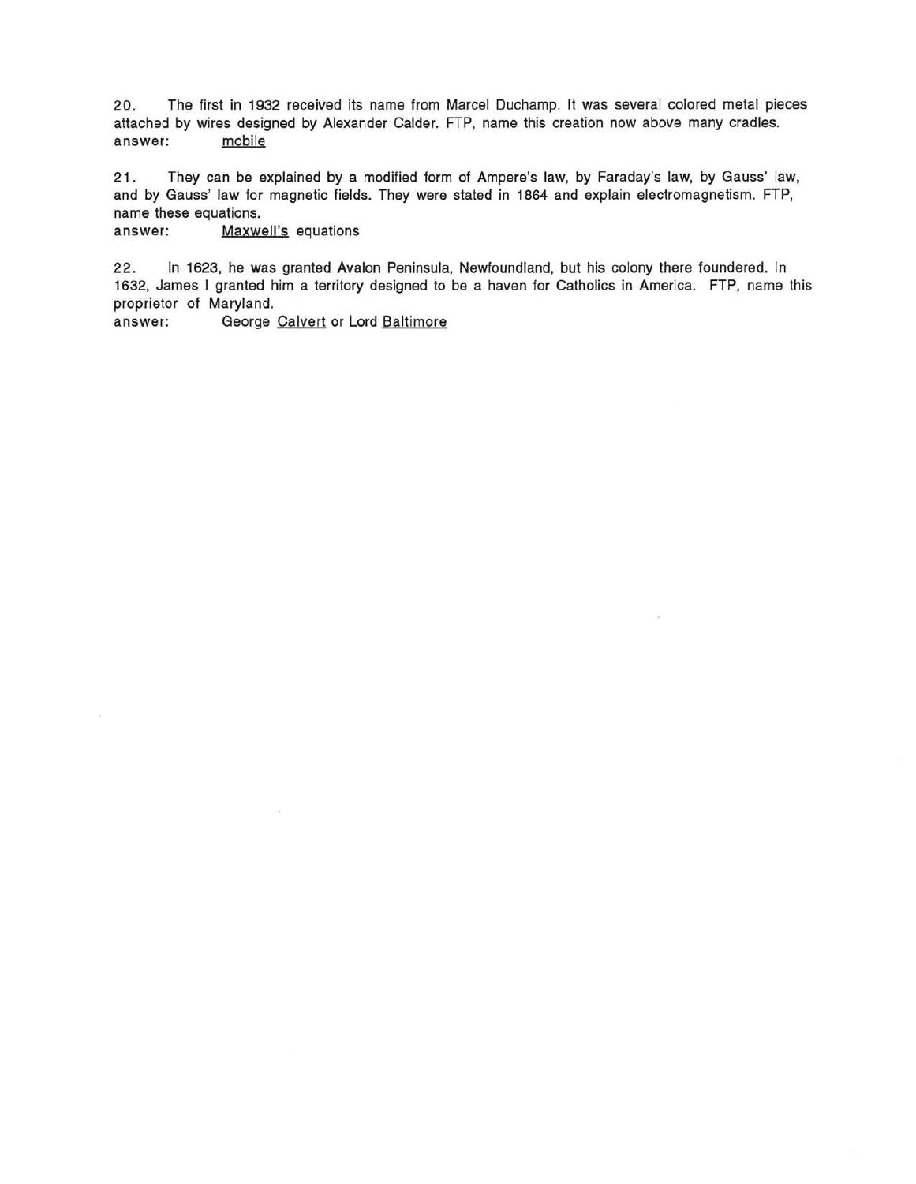20. The first in 1932 received its name from Marcel Duchamp. It was several colored metal pieces attached by wires designed by Alexander Calder. FTP, name this creation now above many cradles.
answer: <u>mobile</u>

21. They can be explained by a modified form of Ampere's law, by Faraday's law, by Gauss' law, and by Gauss' law for magnetic fields. They were stated in 1864 and explain electromagnetism. FTP, name these equations.
answer: <u>Maxwell's</u> equations

22. In 1623, he was granted Avalon Peninsula, Newfoundland, but his colony there foundered. In 1632, James I granted him a territory designed to be a haven for Catholics in America. FTP, name this proprietor of Maryland.
answer: George <u>Calvert</u> or Lord <u>Baltimore</u>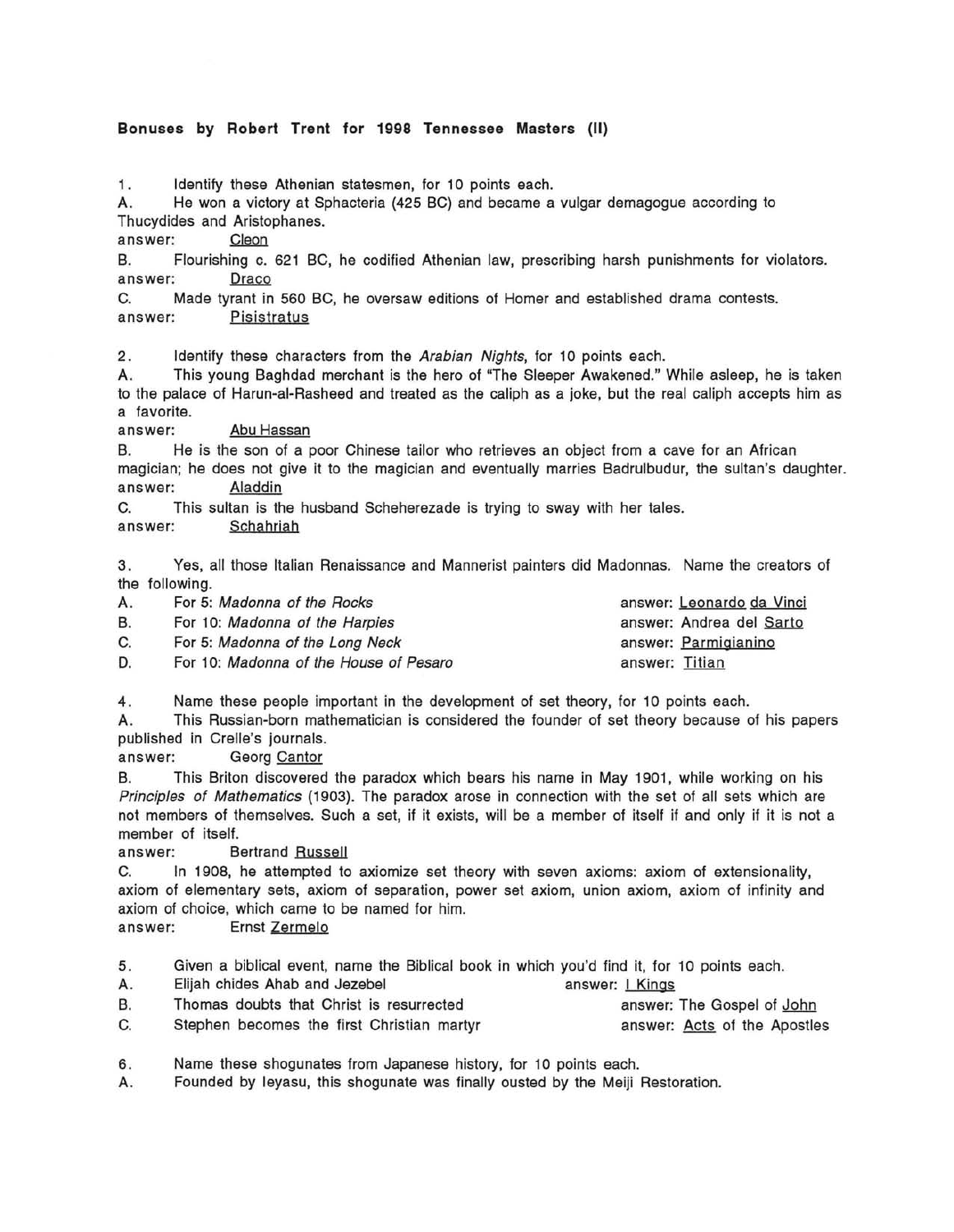**Bonuses by Robert Trent for 1998 Tennessee Masters (II)**

1. Identify these Athenian statesmen, for 10 points each.

A. He won a victory at Sphacteria (425 BC) and became a vulgar demagogue according to Thucydides and Aristophanes.

answer: Cleon

B. Flourishing c. 621 BC, he codified Athenian law, prescribing harsh punishments for violators.

answer: Draco

C. Made tyrant in 560 BC, he oversaw editions of Homer and established drama contests.

answer: Pisistratus

2. Identify these characters from the *Arabian Nights*, for 10 points each.

A. This young Baghdad merchant is the hero of "The Sleeper Awakened." While asleep, he is taken to the palace of Harun-al-Rasheed and treated as the caliph as a joke, but the real caliph accepts him as a favorite.

answer: Abu Hassan

B. He is the son of a poor Chinese tailor who retrieves an object from a cave for an African magician; he does not give it to the magician and eventually marries Badrulbudur, the sultan's daughter.

answer: Aladdin

C. This sultan is the husband Scheherezade is trying to sway with her tales.

answer: Schahriah

3. Yes, all those Italian Renaissance and Mannerist painters did Madonnas. Name the creators of the following.

A. For 5: *Madonna of the Rocks* answer: Leonardo da Vinci

B. For 10: *Madonna of the Harpies* answer: Andrea del Sarto

C. For 5: *Madonna of the Long Neck* answer: Parmigianino

D. For 10: *Madonna of the House of Pesaro* answer: Titian

4. Name these people important in the development of set theory, for 10 points each.

A. This Russian-born mathematician is considered the founder of set theory because of his papers published in Crelle's journals.

answer: Georg Cantor

B. This Briton discovered the paradox which bears his name in May 1901, while working on his *Principles of Mathematics* (1903). The paradox arose in connection with the set of all sets which are not members of themselves. Such a set, if it exists, will be a member of itself if and only if it is not a member of itself.

answer: Bertrand Russell

C. In 1908, he attempted to axiomize set theory with seven axioms: axiom of extensionality, axiom of elementary sets, axiom of separation, power set axiom, union axiom, axiom of infinity and axiom of choice, which came to be named for him.

answer: Ernst Zermelo

5. Given a biblical event, name the Biblical book in which you'd find it, for 10 points each.

A. Elijah chides Ahab and Jezebel answer: I Kings

B. Thomas doubts that Christ is resurrected answer: The Gospel of John

C. Stephen becomes the first Christian martyr answer: Acts of the Apostles

6. Name these shogunates from Japanese history, for 10 points each.

A. Founded by Ieyasu, this shogunate was finally ousted by the Meiji Restoration.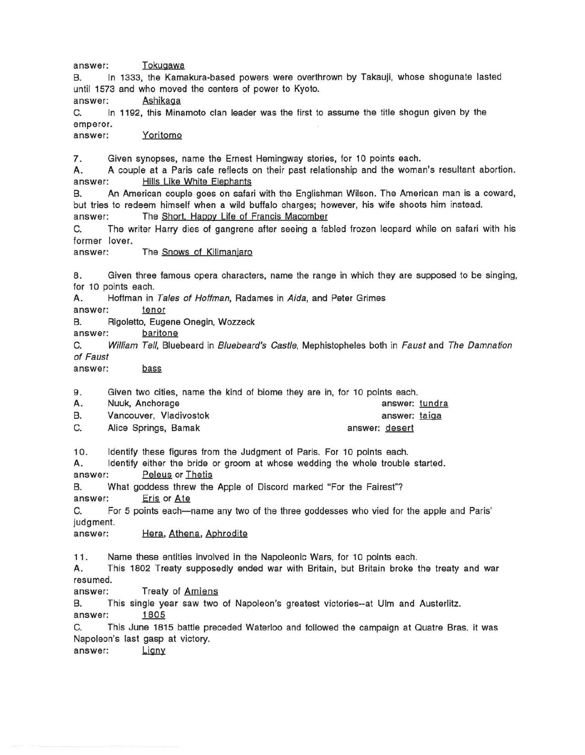answer: Tokugawa

B. In 1333, the Kamakura-based powers were overthrown by Takauji, whose shogunate lasted until 1573 and who moved the centers of power to Kyoto.

answer: Ashikaga

C. In 1192, this Minamoto clan leader was the first to assume the title shogun given by the emperor.

answer: Yoritomo

7. Given synopses, name the Ernest Hemingway stories, for 10 points each.

A. A couple at a Paris cafe reflects on their past relationship and the woman's resultant abortion.

answer: Hills Like White Elephants

B. An American couple goes on safari with the Englishman Wilson. The American man is a coward, but tries to redeem himself when a wild buffalo charges; however, his wife shoots him instead.

answer: The Short, Happy Life of Francis Macomber

C. The writer Harry dies of gangrene after seeing a fabled frozen leopard while on safari with his former lover.

answer: The Snows of Kilimanjaro

8. Given three famous opera characters, name the range in which they are supposed to be singing, for 10 points each.

A. Hoffman in *Tales of Hoffman*, Radames in *Aida*, and Peter Grimes

answer: tenor

B. Rigoletto, Eugene Onegin, Wozzeck

answer: baritone

C. *William Tell*, Bluebeard in *Bluebeard's Castle*, Mephistopheles both in *Faust* and *The Damnation of Faust*

answer: bass

9. Given two cities, name the kind of biome they are in, for 10 points each.

A. Nuuk, Anchorage answer: tundra

B. Vancouver, Vladivostok answer: taiga

C. Alice Springs, Bamak answer: desert

10. Identify these figures from the Judgment of Paris. For 10 points each.

A. Identify either the bride or groom at whose wedding the whole trouble started.

answer: Peleus or Thetis

B. What goddess threw the Apple of Discord marked "For the Fairest"?

answer: Eris or Ate

C. For 5 points each—name any two of the three goddesses who vied for the apple and Paris' judgment.

answer: Hera, Athena, Aphrodite

11. Name these entities involved in the Napoleonic Wars, for 10 points each.

A. This 1802 Treaty supposedly ended war with Britain, but Britain broke the treaty and war resumed.

answer: Treaty of Amiens

B. This single year saw two of Napoleon's greatest victories--at Ulm and Austerlitz.

answer: 1805

C. This June 1815 battle preceded Waterloo and followed the campaign at Quatre Bras. it was Napoleon's last gasp at victory.

answer: Ligny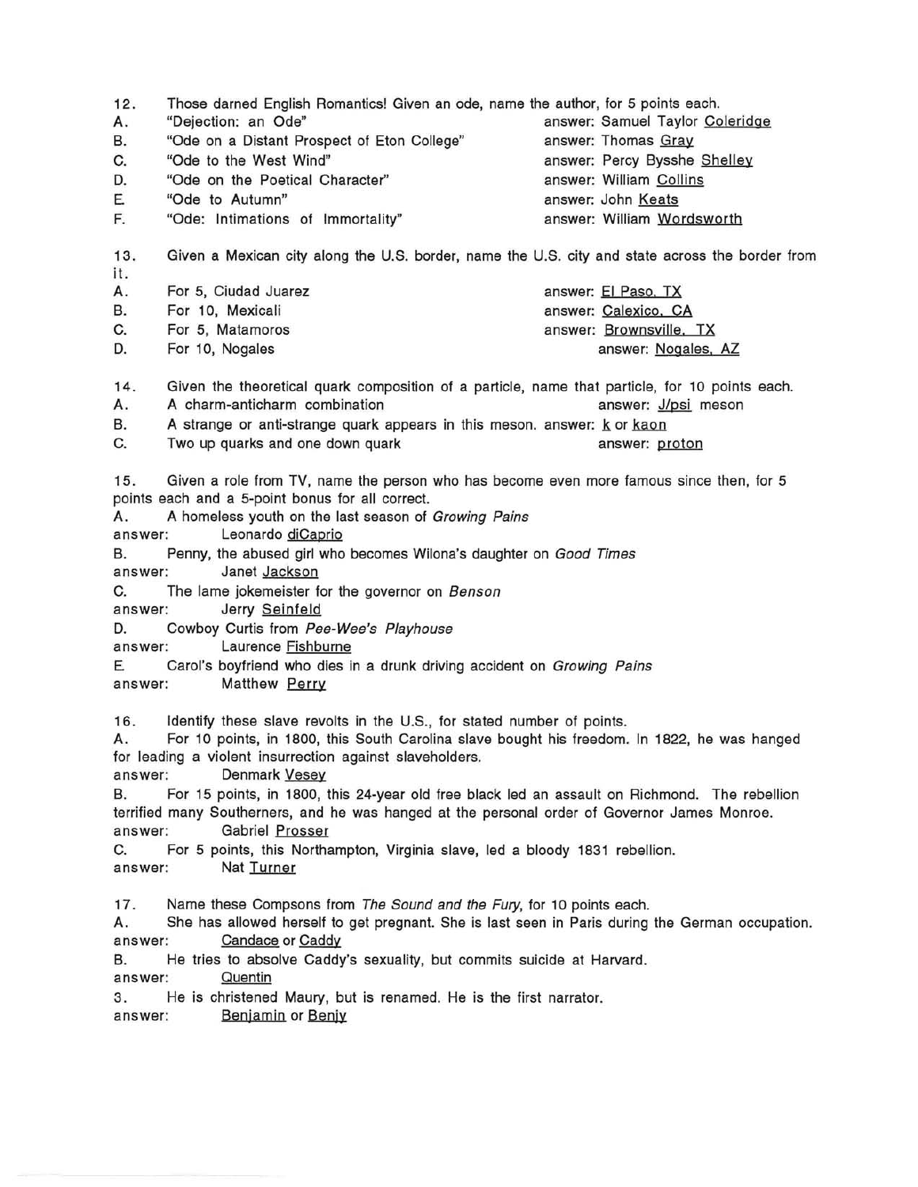12. Those darned English Romantics! Given an ode, name the author, for 5 points each.

A. "Dejection: an Ode" answer: Samuel Taylor Coleridge

B. "Ode on a Distant Prospect of Eton College" answer: Thomas Gray

C. "Ode to the West Wind" answer: Percy Bysshe Shelley

D. "Ode on the Poetical Character" answer: William Collins

E "Ode to Autumn" answer: John Keats

F. "Ode: Intimations of Immortality" answer: William Wordsworth

13. Given a Mexican city along the U.S. border, name the U.S. city and state across the border from it.

A. For 5, Ciudad Juarez answer: El Paso, TX

B. For 10, Mexicali answer: Calexico, CA

C. For 5, Matamoros answer: Brownsville, TX

D. For 10, Nogales answer: Nogales, AZ

14. Given the theoretical quark composition of a particle, name that particle, for 10 points each.

A. A charm-anticharm combination answer: J/psi meson

B. A strange or anti-strange quark appears in this meson. answer: k or kaon

C. Two up quarks and one down quark answer: proton

15. Given a role from TV, name the person who has become even more famous since then, for 5 points each and a 5-point bonus for all correct.

A. A homeless youth on the last season of *Growing Pains*
answer: Leonardo diCaprio

B. Penny, the abused girl who becomes Wilona's daughter on *Good Times*
answer: Janet Jackson

C. The lame jokemeister for the governor on *Benson*
answer: Jerry Seinfeld

D. Cowboy Curtis from *Pee-Wee's Playhouse*
answer: Laurence Fishburne

E Carol's boyfriend who dies in a drunk driving accident on *Growing Pains*
answer: Matthew Perry

16. Identify these slave revolts in the U.S., for stated number of points.

A. For 10 points, in 1800, this South Carolina slave bought his freedom. In 1822, he was hanged for leading a violent insurrection against slaveholders.
answer: Denmark Vesey

B. For 15 points, in 1800, this 24-year old free black led an assault on Richmond. The rebellion terrified many Southerners, and he was hanged at the personal order of Governor James Monroe.
answer: Gabriel Prosser

C. For 5 points, this Northampton, Virginia slave, led a bloody 1831 rebellion.
answer: Nat Turner

17. Name these Compsons from *The Sound and the Fury*, for 10 points each.

A. She has allowed herself to get pregnant. She is last seen in Paris during the German occupation.
answer: Candace or Caddy

B. He tries to absolve Caddy's sexuality, but commits suicide at Harvard.
answer: Quentin

3. He is christened Maury, but is renamed. He is the first narrator.
answer: Benjamin or Benjy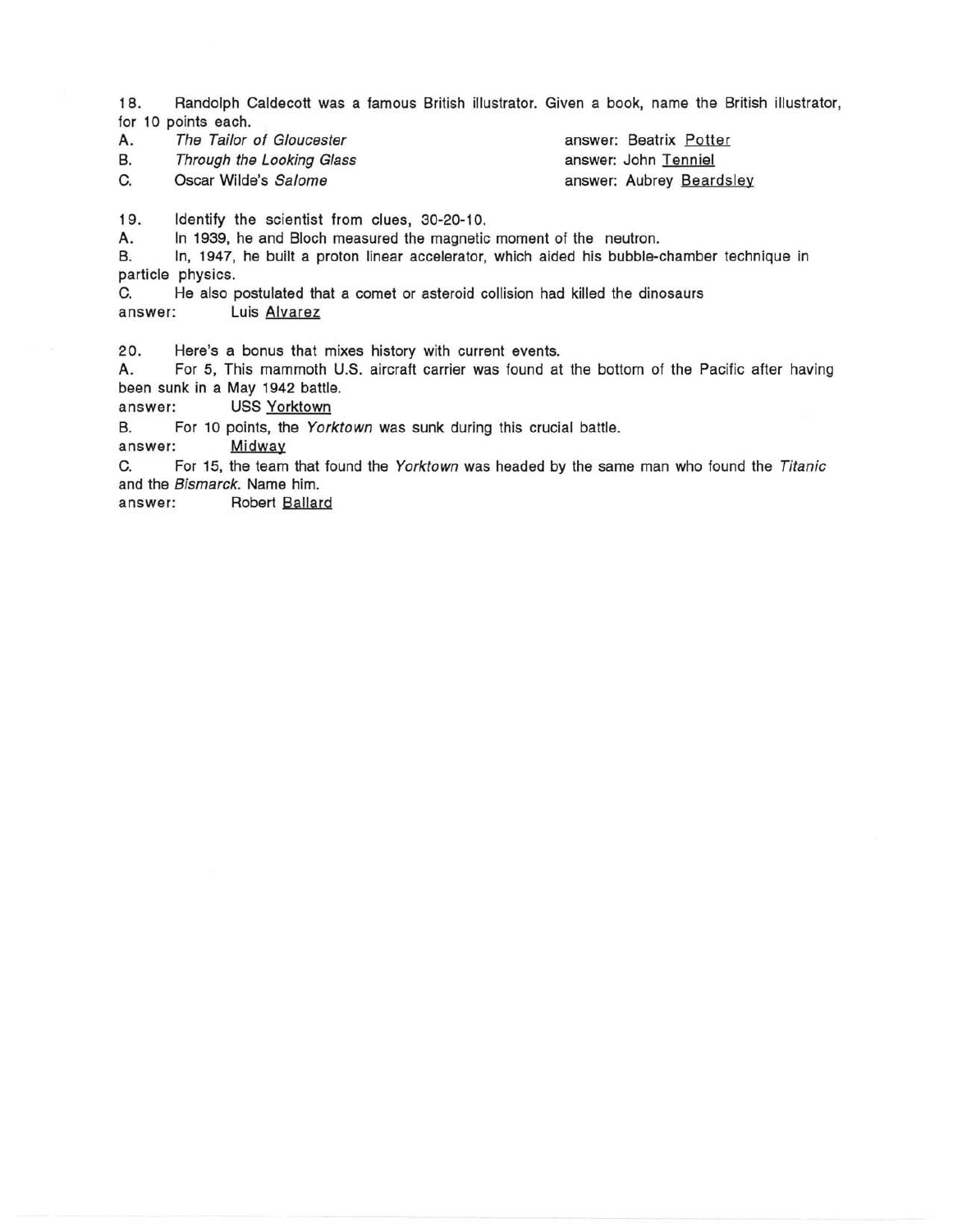18. Randolph Caldecott was a famous British illustrator. Given a book, name the British illustrator, for 10 points each.

A. *The Tailor of Gloucester* answer: Beatrix Potter

B. *Through the Looking Glass* answer: John Tenniel

C. Oscar Wilde's *Salome* answer: Aubrey Beardsley

19. Identify the scientist from clues, 30-20-10.

A. In 1939, he and Bloch measured the magnetic moment of the neutron.

B. In, 1947, he built a proton linear accelerator, which aided his bubble-chamber technique in particle physics.

C. He also postulated that a comet or asteroid collision had killed the dinosaurs

answer: Luis Alvarez

20. Here's a bonus that mixes history with current events.

A. For 5, This mammoth U.S. aircraft carrier was found at the bottom of the Pacific after having been sunk in a May 1942 battle.

answer: USS Yorktown

B. For 10 points, the *Yorktown* was sunk during this crucial battle.

answer: Midway

C. For 15, the team that found the *Yorktown* was headed by the same man who found the *Titanic* and the *Bismarck*. Name him.

answer: Robert Ballard